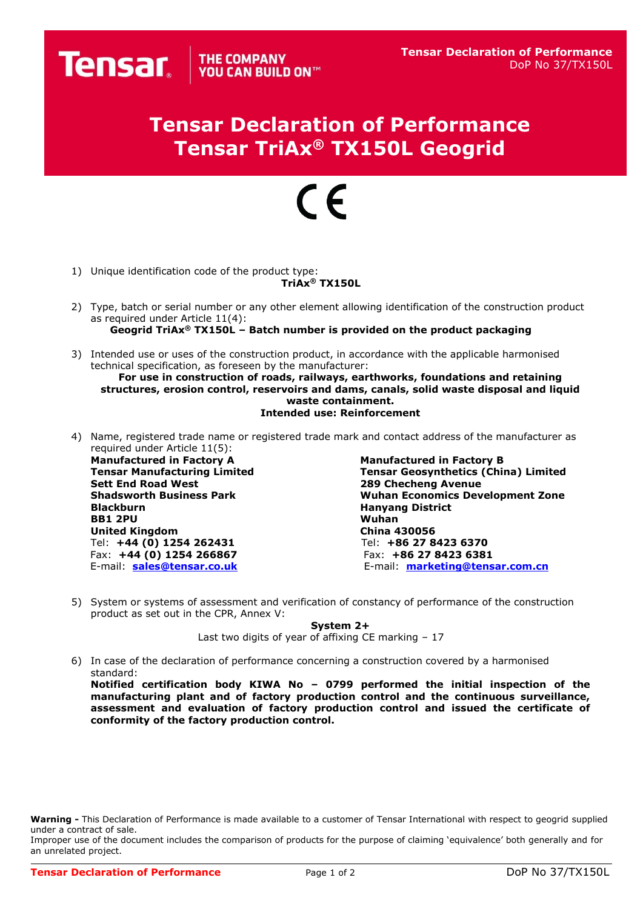# Tensar Declaration of Performance
# Tensar TriAx® TX150L Geogrid

CE

1) Unique identification code of the product type:

   **TriAx® TX150L**

2) Type, batch or serial number or any other element allowing identification of the construction product as required under Article 11(4):

   **Geogrid TriAx® TX150L – Batch number is provided on the product packaging**

3) Intended use or uses of the construction product, in accordance with the applicable harmonised technical specification, as foreseen by the manufacturer:

   **For use in construction of roads, railways, earthworks, foundations and retaining structures, erosion control, reservoirs and dams, canals, solid waste disposal and liquid waste containment.**

   **Intended use: Reinforcement**

4) Name, registered trade name or registered trade mark and contact address of the manufacturer as required under Article 11(5):

   **Manufactured in Factory A**
   **Tensar Manufacturing Limited**
   **Sett End Road West**
   **Shadsworth Business Park**
   **Blackburn**
   **BB1 2PU**
   **United Kingdom**
   Tel: **+44 (0) 1254 262431**
   Fax: **+44 (0) 1254 266867**
   E-mail: **sales@tensar.co.uk**

   **Manufactured in Factory B**
   **Tensar Geosynthetics (China) Limited**
   **289 Checheng Avenue**
   **Wuhan Economics Development Zone**
   **Hanyang District**
   **Wuhan**
   **China 430056**
   Tel: **+86 27 8423 6370**
   Fax: **+86 27 8423 6381**
   E-mail: **marketing@tensar.com.cn**

5) System or systems of assessment and verification of constancy of performance of the construction product as set out in the CPR, Annex V:

   **System 2+**

   Last two digits of year of affixing CE marking – 17

6) In case of the declaration of performance concerning a construction covered by a harmonised standard:

   **Notified certification body KIWA No – 0799 performed the initial inspection of the manufacturing plant and of factory production control and the continuous surveillance, assessment and evaluation of factory production control and issued the certificate of conformity of the factory production control.**

**Warning -** This Declaration of Performance is made available to a customer of Tensar International with respect to geogrid supplied under a contract of sale.
Improper use of the document includes the comparison of products for the purpose of claiming 'equivalence' both generally and for an unrelated project.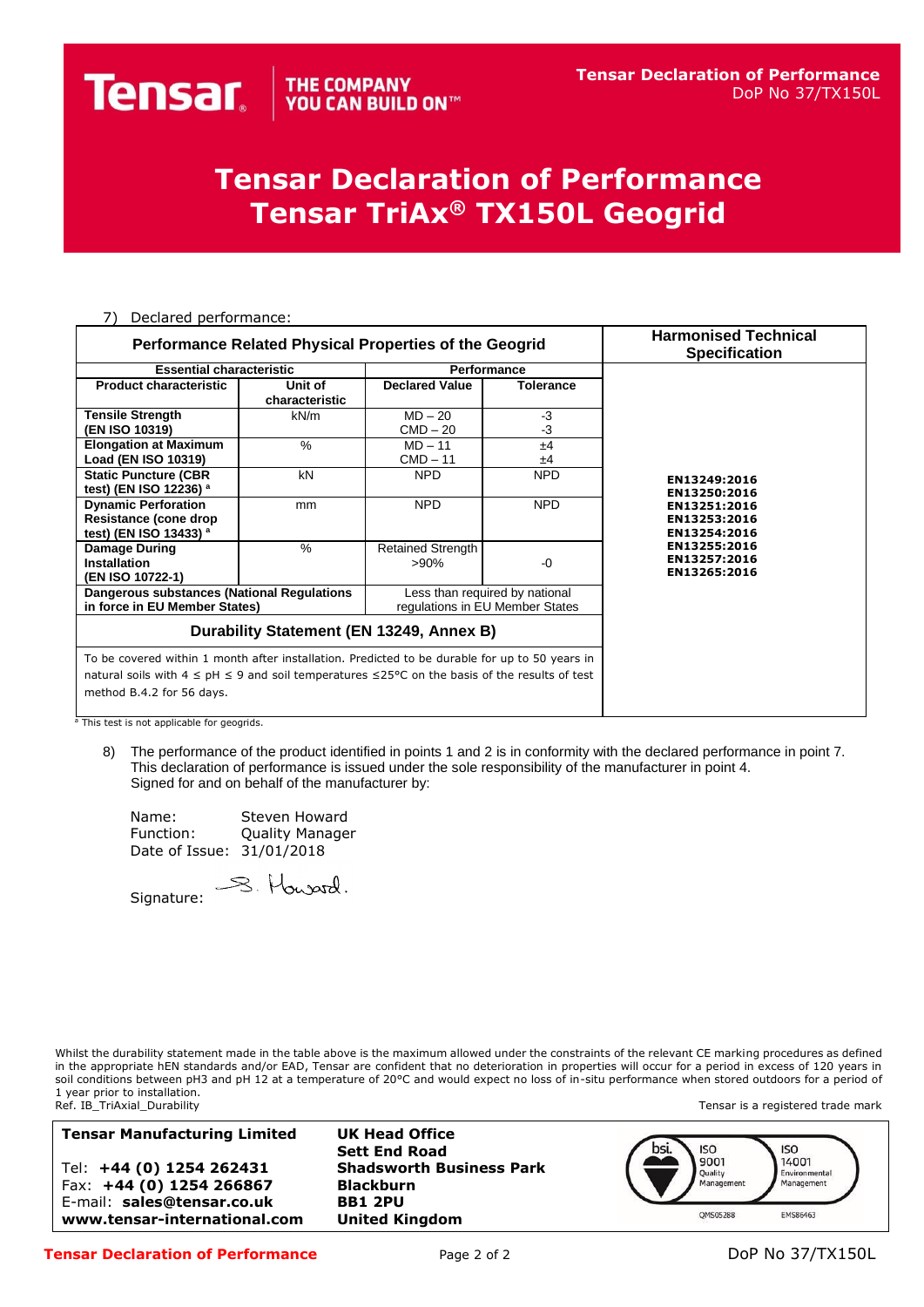# Tensar Declaration of Performance
# Tensar TriAx® TX150L Geogrid

7) Declared performance:

| Performance Related Physical Properties of the Geogrid | | | | Harmonised Technical Specification |
|---|---|---|---|---|
| **Essential characteristic** | | **Performance** | | |
| **Product characteristic** | **Unit of characteristic** | **Declared Value** | **Tolerance** | |
| **Tensile Strength (EN ISO 10319)** | kN/m | MD – 20<br>CMD – 20 | -3<br>-3 | EN13249:2016<br>EN13250:2016<br>EN13251:2016<br>EN13253:2016<br>EN13254:2016<br>EN13255:2016<br>EN13257:2016<br>EN13265:2016 |
| **Elongation at Maximum Load (EN ISO 10319)** | % | MD – 11<br>CMD – 11 | ±4<br>±4 | |
| **Static Puncture (CBR test) (EN ISO 12236)** [a] | kN | NPD | NPD | |
| **Dynamic Perforation Resistance (cone drop test) (EN ISO 13433)** [a] | mm | NPD | NPD | |
| **Damage During Installation (EN ISO 10722-1)** | % | Retained Strength >90% | -0 | |
| **Dangerous substances (National Regulations in force in EU Member States)** | | Less than required by national regulations in EU Member States | | |
| **Durability Statement (EN 13249, Annex B)** | | | | |
| To be covered within 1 month after installation. Predicted to be durable for up to 50 years in natural soils with 4 ≤ pH ≤ 9 and soil temperatures ≤25°C on the basis of the results of test method B.4.2 for 56 days. | | | | |

[a] This test is not applicable for geogrids.

8) The performance of the product identified in points 1 and 2 is in conformity with the declared performance in point 7. This declaration of performance is issued under the sole responsibility of the manufacturer in point 4. Signed for and on behalf of the manufacturer by:

Name: Steven Howard
Function: Quality Manager
Date of Issue: 31/01/2018

Signature: S. Howard.

Whilst the durability statement made in the table above is the maximum allowed under the constraints of the relevant CE marking procedures as defined in the appropriate hEN standards and/or EAD, Tensar are confident that no deterioration in properties will occur for a period in excess of 120 years in soil conditions between pH3 and pH 12 at a temperature of 20°C and would expect no loss of in-situ performance when stored outdoors for a period of 1 year prior to installation.
Ref. IB_TriAxial_Durability

Tensar is a registered trade mark

**Tensar Manufacturing Limited**

Tel: **+44 (0) 1254 262431**
Fax: **+44 (0) 1254 266867**
E-mail: **sales@tensar.co.uk**
**www.tensar-international.com**

**UK Head Office**
**Sett End Road**
**Shadsworth Business Park**
**Blackburn**
**BB1 2PU**
**United Kingdom**

bsi. ISO 9001 Quality Management QMS05288 | ISO 14001 Environmental Management EMS86463